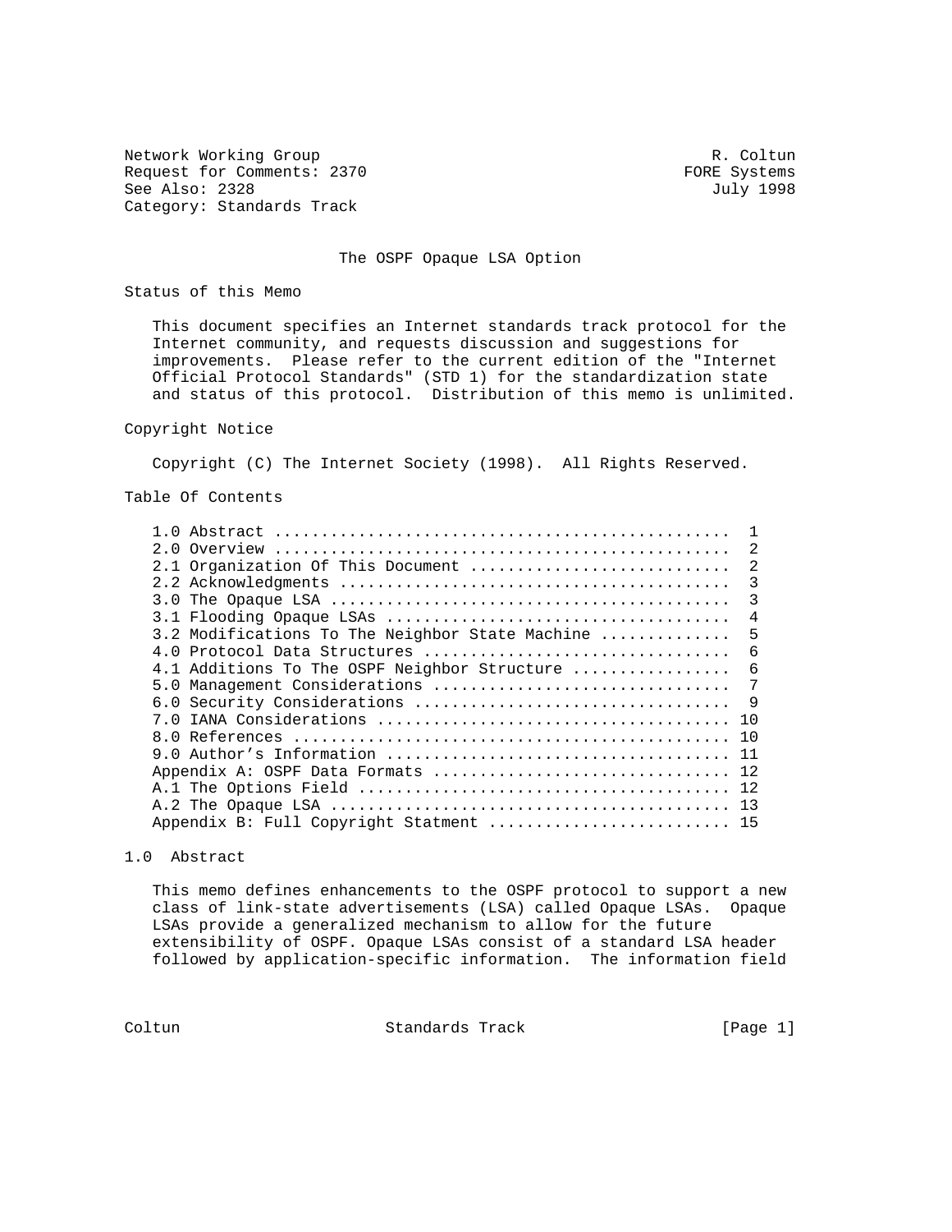Network Working Group R. Coltun
Request for Comments: 2370 FORE Systems
See Also: 2328 July 1998
Category: Standards Track

# The OSPF Opaque LSA Option

## Status of this Memo

This document specifies an Internet standards track protocol for the Internet community, and requests discussion and suggestions for improvements. Please refer to the current edition of the "Internet Official Protocol Standards" (STD 1) for the standardization state and status of this protocol. Distribution of this memo is unlimited.

## Copyright Notice

Copyright (C) The Internet Society (1998). All Rights Reserved.

## Table Of Contents

```
1.0 Abstract ................................................  1
2.0 Overview ................................................  2
2.1 Organization Of This Document ...........................  2
2.2 Acknowledgments .........................................  3
3.0 The Opaque LSA ..........................................  3
3.1 Flooding Opaque LSAs ....................................  4
3.2 Modifications To The Neighbor State Machine .............  5
4.0 Protocol Data Structures ................................  6
4.1 Additions To The OSPF Neighbor Structure ................  6
5.0 Management Considerations ...............................  7
6.0 Security Considerations .................................  9
7.0 IANA Considerations ..................................... 10
8.0 References .............................................. 10
9.0 Author's Information .................................... 11
Appendix A: OSPF Data Formats ............................... 12
A.1 The Options Field ....................................... 12
A.2 The Opaque LSA .......................................... 13
Appendix B: Full Copyright Statment ......................... 15
```

## 1.0 Abstract

This memo defines enhancements to the OSPF protocol to support a new class of link-state advertisements (LSA) called Opaque LSAs. Opaque LSAs provide a generalized mechanism to allow for the future extensibility of OSPF. Opaque LSAs consist of a standard LSA header followed by application-specific information. The information field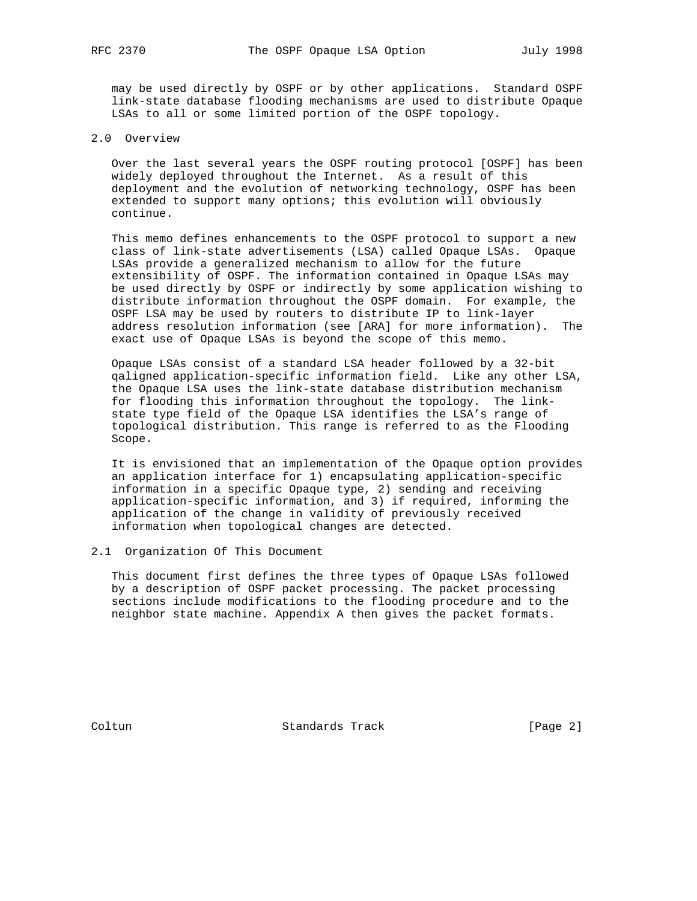may be used directly by OSPF or by other applications. Standard OSPF link-state database flooding mechanisms are used to distribute Opaque LSAs to all or some limited portion of the OSPF topology.

## 2.0 Overview

Over the last several years the OSPF routing protocol [OSPF] has been widely deployed throughout the Internet. As a result of this deployment and the evolution of networking technology, OSPF has been extended to support many options; this evolution will obviously continue.

This memo defines enhancements to the OSPF protocol to support a new class of link-state advertisements (LSA) called Opaque LSAs. Opaque LSAs provide a generalized mechanism to allow for the future extensibility of OSPF. The information contained in Opaque LSAs may be used directly by OSPF or indirectly by some application wishing to distribute information throughout the OSPF domain. For example, the OSPF LSA may be used by routers to distribute IP to link-layer address resolution information (see [ARA] for more information). The exact use of Opaque LSAs is beyond the scope of this memo.

Opaque LSAs consist of a standard LSA header followed by a 32-bit qaligned application-specific information field. Like any other LSA, the Opaque LSA uses the link-state database distribution mechanism for flooding this information throughout the topology. The link-state type field of the Opaque LSA identifies the LSA's range of topological distribution. This range is referred to as the Flooding Scope.

It is envisioned that an implementation of the Opaque option provides an application interface for 1) encapsulating application-specific information in a specific Opaque type, 2) sending and receiving application-specific information, and 3) if required, informing the application of the change in validity of previously received information when topological changes are detected.

### 2.1 Organization Of This Document

This document first defines the three types of Opaque LSAs followed by a description of OSPF packet processing. The packet processing sections include modifications to the flooding procedure and to the neighbor state machine. Appendix A then gives the packet formats.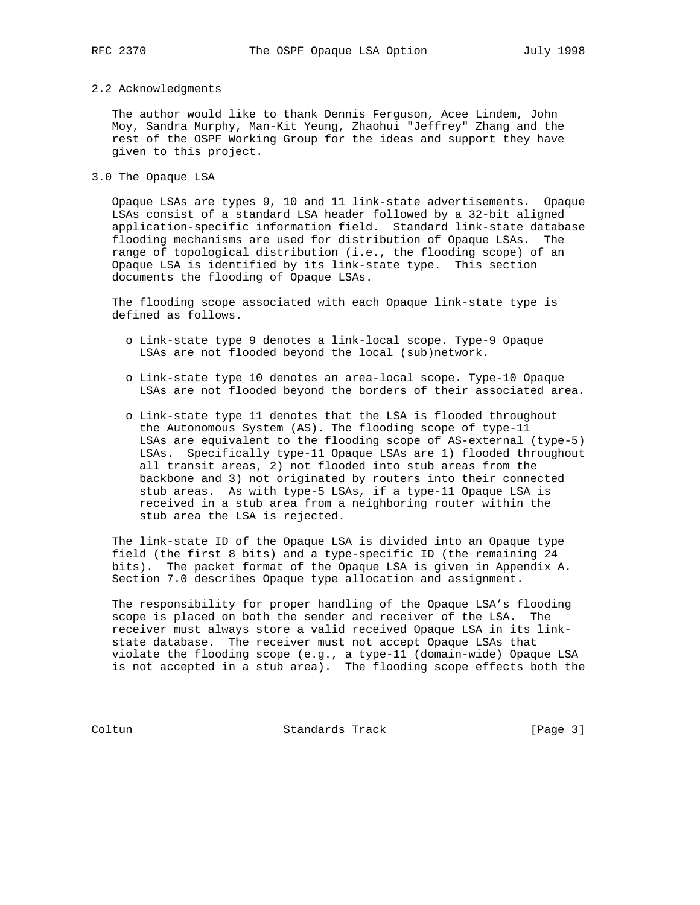## 2.2 Acknowledgments

The author would like to thank Dennis Ferguson, Acee Lindem, John Moy, Sandra Murphy, Man-Kit Yeung, Zhaohui "Jeffrey" Zhang and the rest of the OSPF Working Group for the ideas and support they have given to this project.

# 3.0 The Opaque LSA

Opaque LSAs are types 9, 10 and 11 link-state advertisements. Opaque LSAs consist of a standard LSA header followed by a 32-bit aligned application-specific information field. Standard link-state database flooding mechanisms are used for distribution of Opaque LSAs. The range of topological distribution (i.e., the flooding scope) of an Opaque LSA is identified by its link-state type. This section documents the flooding of Opaque LSAs.

The flooding scope associated with each Opaque link-state type is defined as follows.

- o Link-state type 9 denotes a link-local scope. Type-9 Opaque LSAs are not flooded beyond the local (sub)network.
- o Link-state type 10 denotes an area-local scope. Type-10 Opaque LSAs are not flooded beyond the borders of their associated area.
- o Link-state type 11 denotes that the LSA is flooded throughout the Autonomous System (AS). The flooding scope of type-11 LSAs are equivalent to the flooding scope of AS-external (type-5) LSAs. Specifically type-11 Opaque LSAs are 1) flooded throughout all transit areas, 2) not flooded into stub areas from the backbone and 3) not originated by routers into their connected stub areas. As with type-5 LSAs, if a type-11 Opaque LSA is received in a stub area from a neighboring router within the stub area the LSA is rejected.

The link-state ID of the Opaque LSA is divided into an Opaque type field (the first 8 bits) and a type-specific ID (the remaining 24 bits). The packet format of the Opaque LSA is given in Appendix A. Section 7.0 describes Opaque type allocation and assignment.

The responsibility for proper handling of the Opaque LSA's flooding scope is placed on both the sender and receiver of the LSA. The receiver must always store a valid received Opaque LSA in its link-state database. The receiver must not accept Opaque LSAs that violate the flooding scope (e.g., a type-11 (domain-wide) Opaque LSA is not accepted in a stub area). The flooding scope effects both the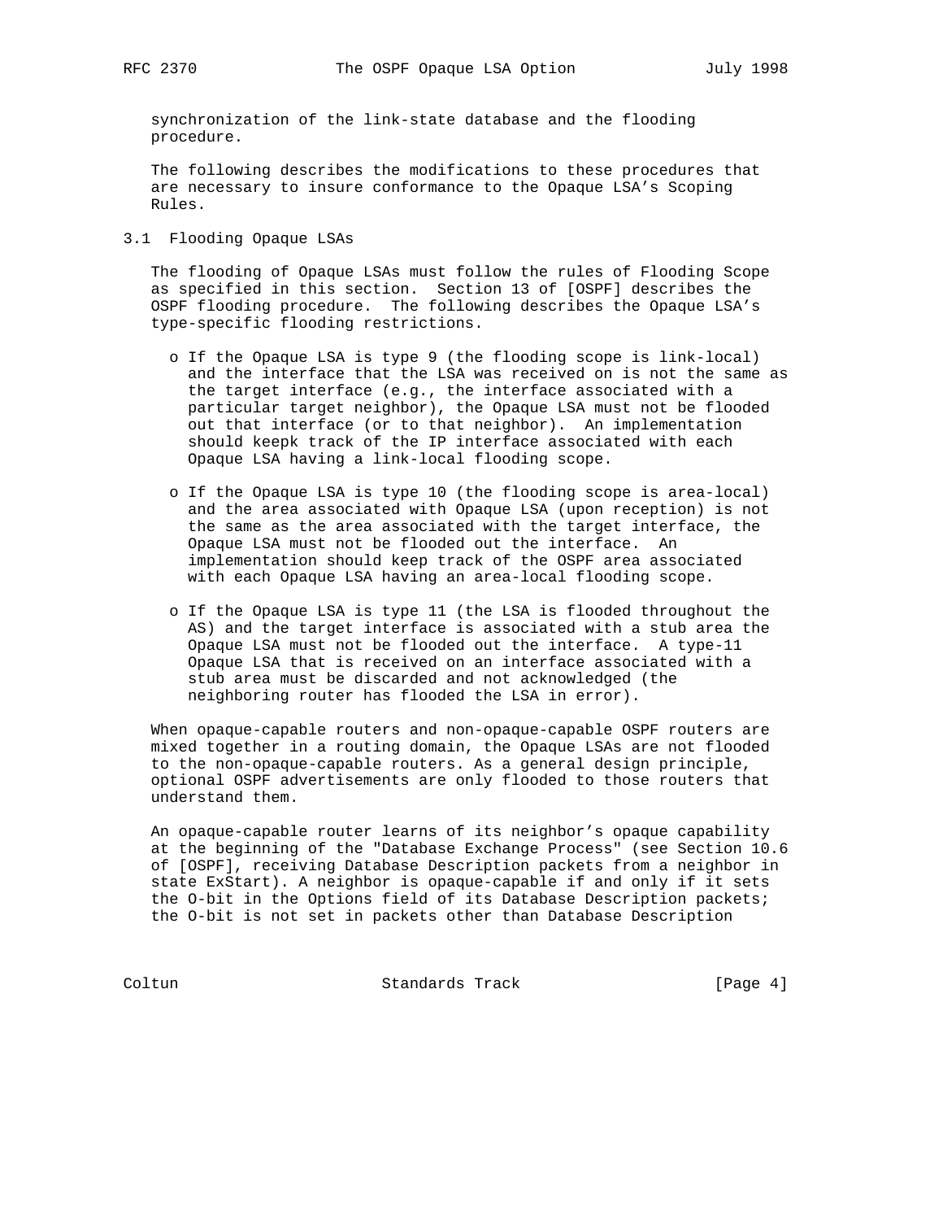synchronization of the link-state database and the flooding procedure.

The following describes the modifications to these procedures that are necessary to insure conformance to the Opaque LSA's Scoping Rules.

## 3.1 Flooding Opaque LSAs

The flooding of Opaque LSAs must follow the rules of Flooding Scope as specified in this section. Section 13 of [OSPF] describes the OSPF flooding procedure. The following describes the Opaque LSA's type-specific flooding restrictions.

- If the Opaque LSA is type 9 (the flooding scope is link-local) and the interface that the LSA was received on is not the same as the target interface (e.g., the interface associated with a particular target neighbor), the Opaque LSA must not be flooded out that interface (or to that neighbor). An implementation should keepk track of the IP interface associated with each Opaque LSA having a link-local flooding scope.

- If the Opaque LSA is type 10 (the flooding scope is area-local) and the area associated with Opaque LSA (upon reception) is not the same as the area associated with the target interface, the Opaque LSA must not be flooded out the interface. An implementation should keep track of the OSPF area associated with each Opaque LSA having an area-local flooding scope.

- If the Opaque LSA is type 11 (the LSA is flooded throughout the AS) and the target interface is associated with a stub area the Opaque LSA must not be flooded out the interface. A type-11 Opaque LSA that is received on an interface associated with a stub area must be discarded and not acknowledged (the neighboring router has flooded the LSA in error).

When opaque-capable routers and non-opaque-capable OSPF routers are mixed together in a routing domain, the Opaque LSAs are not flooded to the non-opaque-capable routers. As a general design principle, optional OSPF advertisements are only flooded to those routers that understand them.

An opaque-capable router learns of its neighbor's opaque capability at the beginning of the "Database Exchange Process" (see Section 10.6 of [OSPF], receiving Database Description packets from a neighbor in state ExStart). A neighbor is opaque-capable if and only if it sets the O-bit in the Options field of its Database Description packets; the O-bit is not set in packets other than Database Description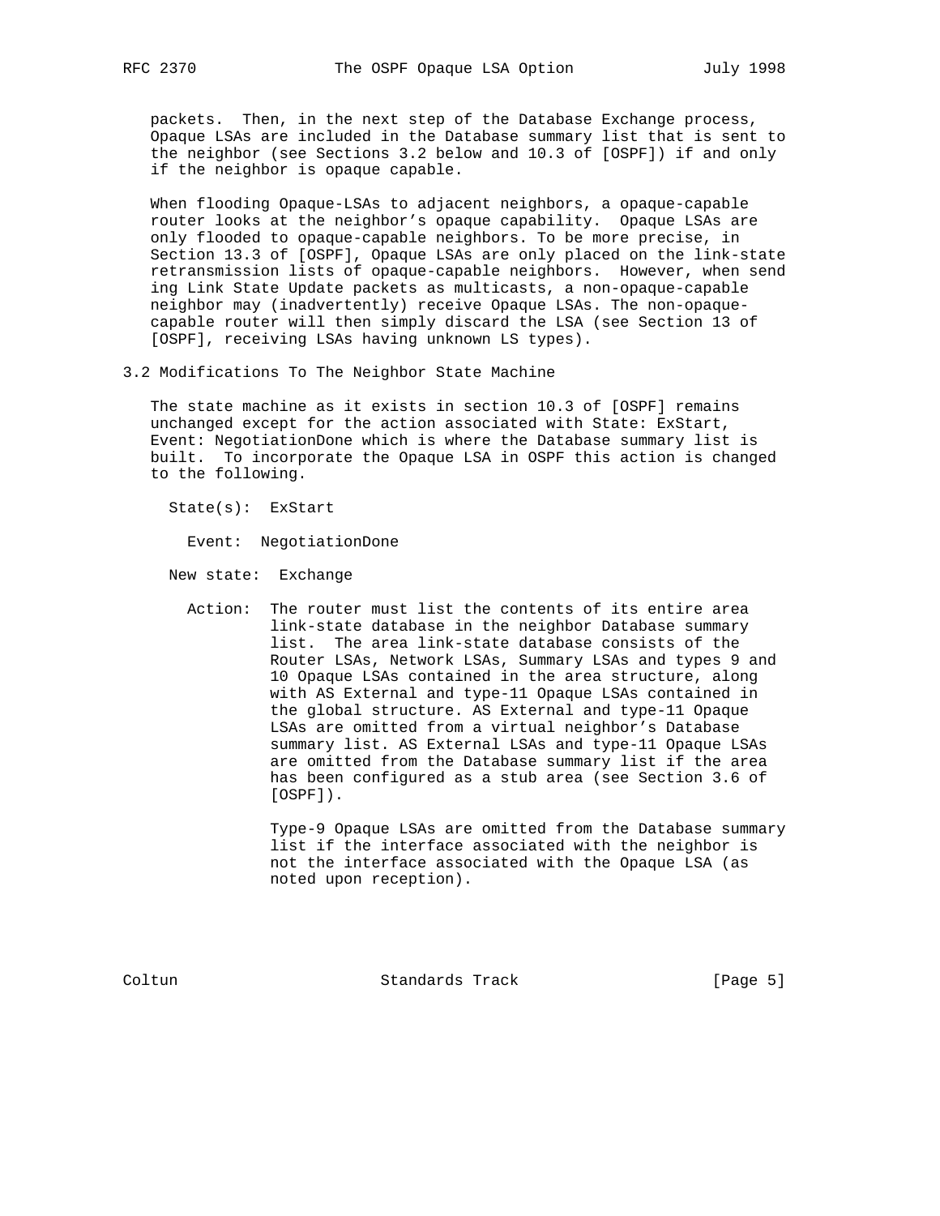packets. Then, in the next step of the Database Exchange process, Opaque LSAs are included in the Database summary list that is sent to the neighbor (see Sections 3.2 below and 10.3 of [OSPF]) if and only if the neighbor is opaque capable.

When flooding Opaque-LSAs to adjacent neighbors, a opaque-capable router looks at the neighbor's opaque capability. Opaque LSAs are only flooded to opaque-capable neighbors. To be more precise, in Section 13.3 of [OSPF], Opaque LSAs are only placed on the link-state retransmission lists of opaque-capable neighbors. However, when send ing Link State Update packets as multicasts, a non-opaque-capable neighbor may (inadvertently) receive Opaque LSAs. The non-opaque-capable router will then simply discard the LSA (see Section 13 of [OSPF], receiving LSAs having unknown LS types).

## 3.2 Modifications To The Neighbor State Machine

The state machine as it exists in section 10.3 of [OSPF] remains unchanged except for the action associated with State: ExStart, Event: NegotiationDone which is where the Database summary list is built. To incorporate the Opaque LSA in OSPF this action is changed to the following.

State(s): ExStart

Event: NegotiationDone

New state: Exchange

Action: The router must list the contents of its entire area link-state database in the neighbor Database summary list. The area link-state database consists of the Router LSAs, Network LSAs, Summary LSAs and types 9 and 10 Opaque LSAs contained in the area structure, along with AS External and type-11 Opaque LSAs contained in the global structure. AS External and type-11 Opaque LSAs are omitted from a virtual neighbor's Database summary list. AS External LSAs and type-11 Opaque LSAs are omitted from the Database summary list if the area has been configured as a stub area (see Section 3.6 of [OSPF]).

Type-9 Opaque LSAs are omitted from the Database summary list if the interface associated with the neighbor is not the interface associated with the Opaque LSA (as noted upon reception).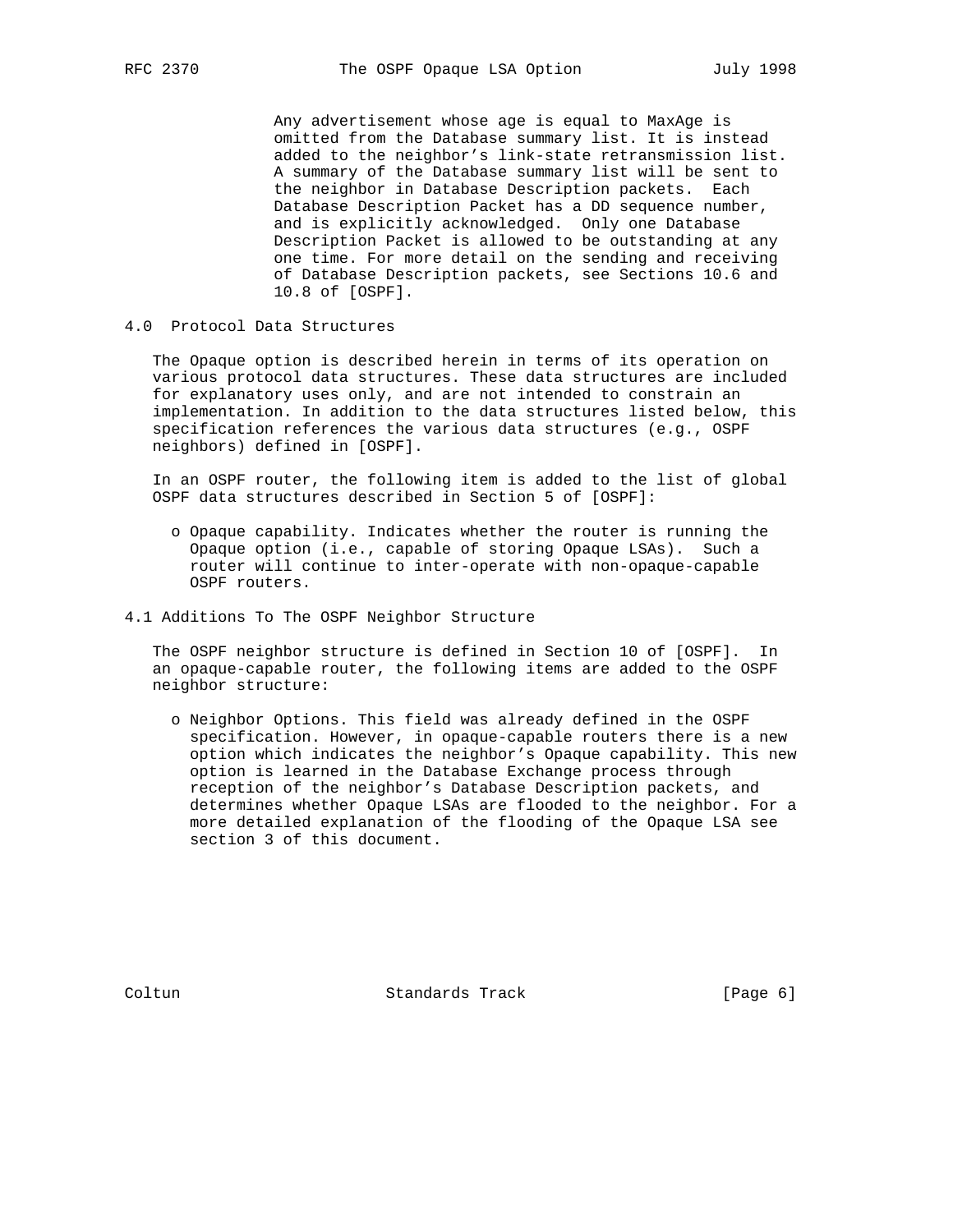Any advertisement whose age is equal to MaxAge is omitted from the Database summary list. It is instead added to the neighbor's link-state retransmission list. A summary of the Database summary list will be sent to the neighbor in Database Description packets. Each Database Description Packet has a DD sequence number, and is explicitly acknowledged. Only one Database Description Packet is allowed to be outstanding at any one time. For more detail on the sending and receiving of Database Description packets, see Sections 10.6 and 10.8 of [OSPF].

## 4.0 Protocol Data Structures

The Opaque option is described herein in terms of its operation on various protocol data structures. These data structures are included for explanatory uses only, and are not intended to constrain an implementation. In addition to the data structures listed below, this specification references the various data structures (e.g., OSPF neighbors) defined in [OSPF].

In an OSPF router, the following item is added to the list of global OSPF data structures described in Section 5 of [OSPF]:

- o Opaque capability. Indicates whether the router is running the Opaque option (i.e., capable of storing Opaque LSAs). Such a router will continue to inter-operate with non-opaque-capable OSPF routers.

### 4.1 Additions To The OSPF Neighbor Structure

The OSPF neighbor structure is defined in Section 10 of [OSPF]. In an opaque-capable router, the following items are added to the OSPF neighbor structure:

- o Neighbor Options. This field was already defined in the OSPF specification. However, in opaque-capable routers there is a new option which indicates the neighbor's Opaque capability. This new option is learned in the Database Exchange process through reception of the neighbor's Database Description packets, and determines whether Opaque LSAs are flooded to the neighbor. For a more detailed explanation of the flooding of the Opaque LSA see section 3 of this document.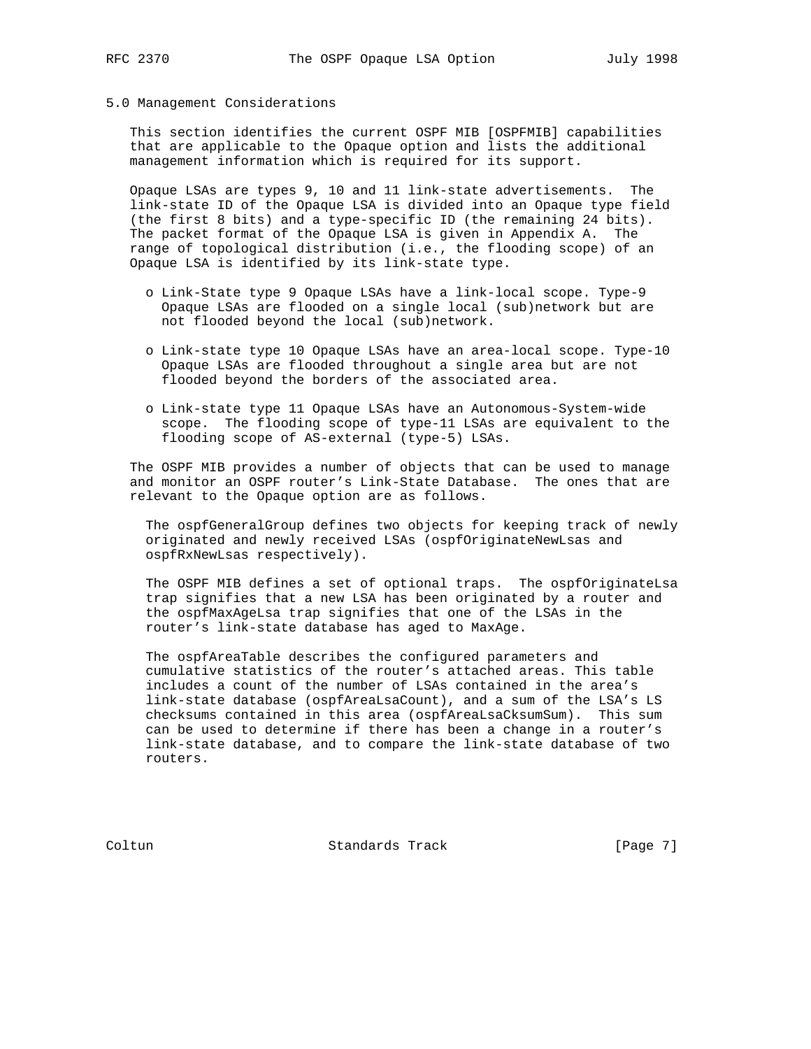## 5.0 Management Considerations

This section identifies the current OSPF MIB [OSPFMIB] capabilities that are applicable to the Opaque option and lists the additional management information which is required for its support.

Opaque LSAs are types 9, 10 and 11 link-state advertisements. The link-state ID of the Opaque LSA is divided into an Opaque type field (the first 8 bits) and a type-specific ID (the remaining 24 bits). The packet format of the Opaque LSA is given in Appendix A. The range of topological distribution (i.e., the flooding scope) of an Opaque LSA is identified by its link-state type.

- Link-State type 9 Opaque LSAs have a link-local scope. Type-9 Opaque LSAs are flooded on a single local (sub)network but are not flooded beyond the local (sub)network.
- Link-state type 10 Opaque LSAs have an area-local scope. Type-10 Opaque LSAs are flooded throughout a single area but are not flooded beyond the borders of the associated area.
- Link-state type 11 Opaque LSAs have an Autonomous-System-wide scope. The flooding scope of type-11 LSAs are equivalent to the flooding scope of AS-external (type-5) LSAs.

The OSPF MIB provides a number of objects that can be used to manage and monitor an OSPF router's Link-State Database. The ones that are relevant to the Opaque option are as follows.

The ospfGeneralGroup defines two objects for keeping track of newly originated and newly received LSAs (ospfOriginateNewLsas and ospfRxNewLsas respectively).

The OSPF MIB defines a set of optional traps. The ospfOriginateLsa trap signifies that a new LSA has been originated by a router and the ospfMaxAgeLsa trap signifies that one of the LSAs in the router's link-state database has aged to MaxAge.

The ospfAreaTable describes the configured parameters and cumulative statistics of the router's attached areas. This table includes a count of the number of LSAs contained in the area's link-state database (ospfAreaLsaCount), and a sum of the LSA's LS checksums contained in this area (ospfAreaLsaCksumSum). This sum can be used to determine if there has been a change in a router's link-state database, and to compare the link-state database of two routers.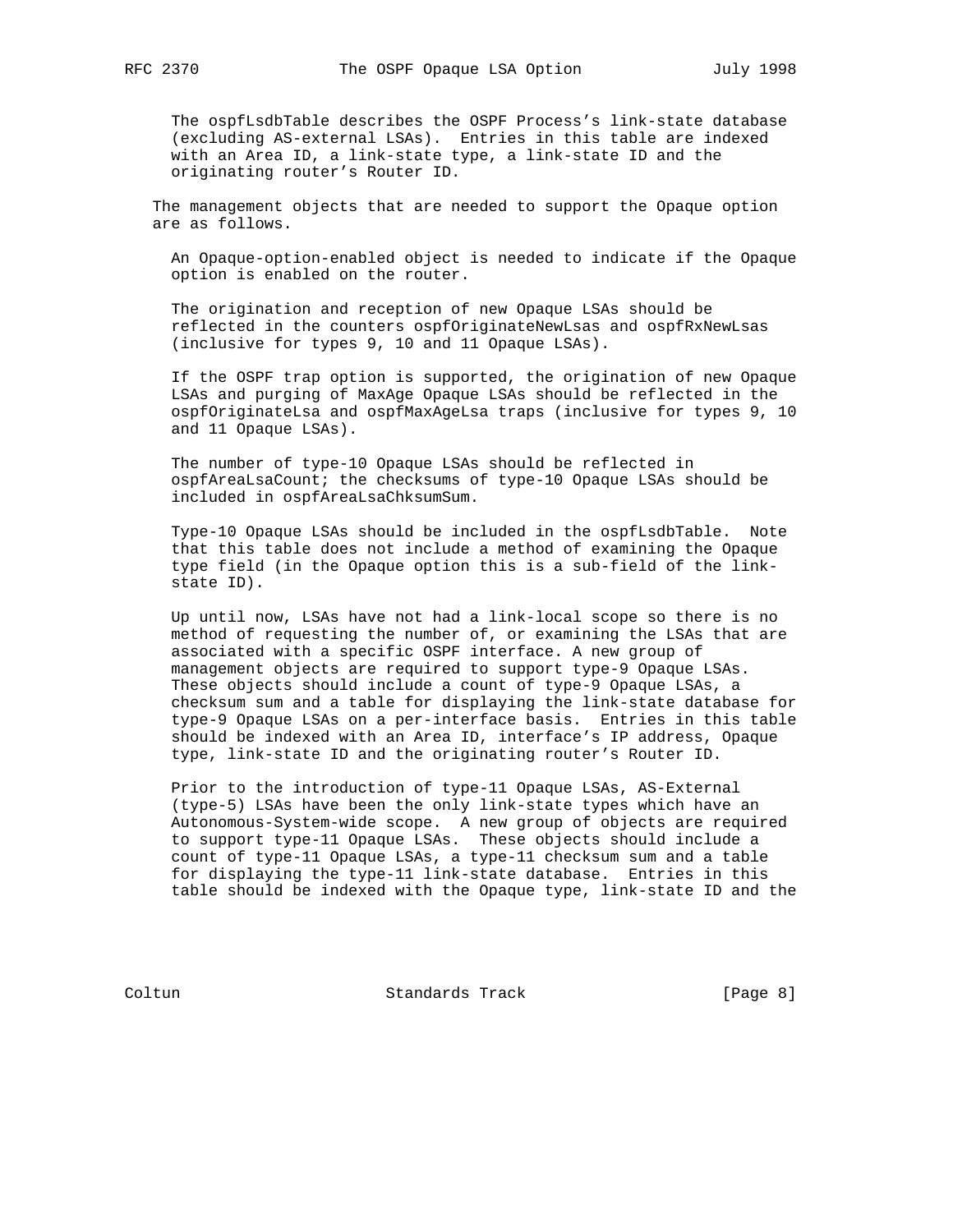The ospfLsdbTable describes the OSPF Process's link-state database (excluding AS-external LSAs). Entries in this table are indexed with an Area ID, a link-state type, a link-state ID and the originating router's Router ID.

The management objects that are needed to support the Opaque option are as follows.

An Opaque-option-enabled object is needed to indicate if the Opaque option is enabled on the router.

The origination and reception of new Opaque LSAs should be reflected in the counters ospfOriginateNewLsas and ospfRxNewLsas (inclusive for types 9, 10 and 11 Opaque LSAs).

If the OSPF trap option is supported, the origination of new Opaque LSAs and purging of MaxAge Opaque LSAs should be reflected in the ospfOriginateLsa and ospfMaxAgeLsa traps (inclusive for types 9, 10 and 11 Opaque LSAs).

The number of type-10 Opaque LSAs should be reflected in ospfAreaLsaCount; the checksums of type-10 Opaque LSAs should be included in ospfAreaLsaChksumSum.

Type-10 Opaque LSAs should be included in the ospfLsdbTable. Note that this table does not include a method of examining the Opaque type field (in the Opaque option this is a sub-field of the link-state ID).

Up until now, LSAs have not had a link-local scope so there is no method of requesting the number of, or examining the LSAs that are associated with a specific OSPF interface. A new group of management objects are required to support type-9 Opaque LSAs. These objects should include a count of type-9 Opaque LSAs, a checksum sum and a table for displaying the link-state database for type-9 Opaque LSAs on a per-interface basis. Entries in this table should be indexed with an Area ID, interface's IP address, Opaque type, link-state ID and the originating router's Router ID.

Prior to the introduction of type-11 Opaque LSAs, AS-External (type-5) LSAs have been the only link-state types which have an Autonomous-System-wide scope. A new group of objects are required to support type-11 Opaque LSAs. These objects should include a count of type-11 Opaque LSAs, a type-11 checksum sum and a table for displaying the type-11 link-state database. Entries in this table should be indexed with the Opaque type, link-state ID and the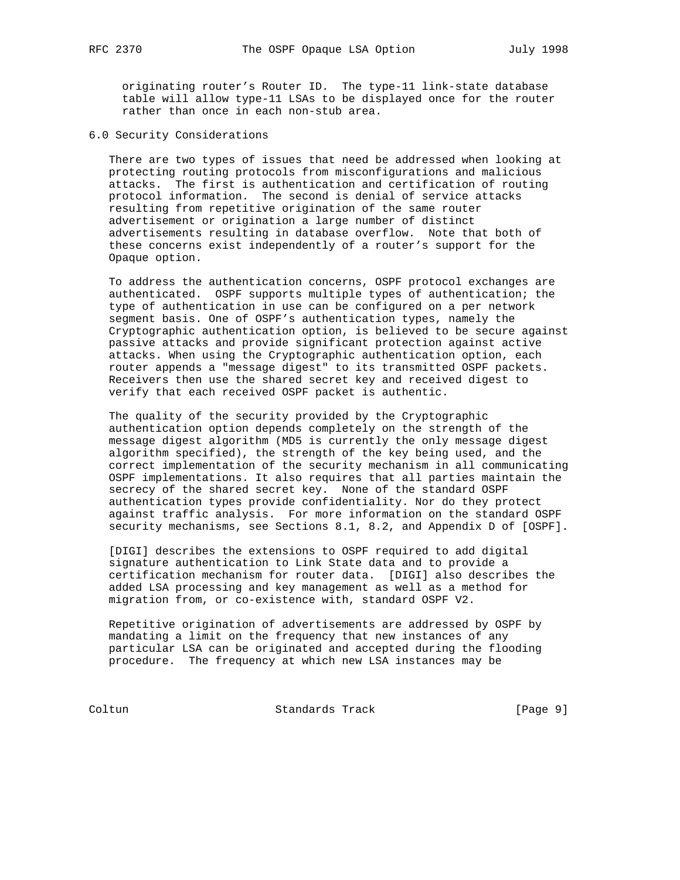originating router's Router ID. The type-11 link-state database table will allow type-11 LSAs to be displayed once for the router rather than once in each non-stub area.

## 6.0 Security Considerations

There are two types of issues that need be addressed when looking at protecting routing protocols from misconfigurations and malicious attacks. The first is authentication and certification of routing protocol information. The second is denial of service attacks resulting from repetitive origination of the same router advertisement or origination a large number of distinct advertisements resulting in database overflow. Note that both of these concerns exist independently of a router's support for the Opaque option.

To address the authentication concerns, OSPF protocol exchanges are authenticated. OSPF supports multiple types of authentication; the type of authentication in use can be configured on a per network segment basis. One of OSPF's authentication types, namely the Cryptographic authentication option, is believed to be secure against passive attacks and provide significant protection against active attacks. When using the Cryptographic authentication option, each router appends a "message digest" to its transmitted OSPF packets. Receivers then use the shared secret key and received digest to verify that each received OSPF packet is authentic.

The quality of the security provided by the Cryptographic authentication option depends completely on the strength of the message digest algorithm (MD5 is currently the only message digest algorithm specified), the strength of the key being used, and the correct implementation of the security mechanism in all communicating OSPF implementations. It also requires that all parties maintain the secrecy of the shared secret key. None of the standard OSPF authentication types provide confidentiality. Nor do they protect against traffic analysis. For more information on the standard OSPF security mechanisms, see Sections 8.1, 8.2, and Appendix D of [OSPF].

[DIGI] describes the extensions to OSPF required to add digital signature authentication to Link State data and to provide a certification mechanism for router data. [DIGI] also describes the added LSA processing and key management as well as a method for migration from, or co-existence with, standard OSPF V2.

Repetitive origination of advertisements are addressed by OSPF by mandating a limit on the frequency that new instances of any particular LSA can be originated and accepted during the flooding procedure. The frequency at which new LSA instances may be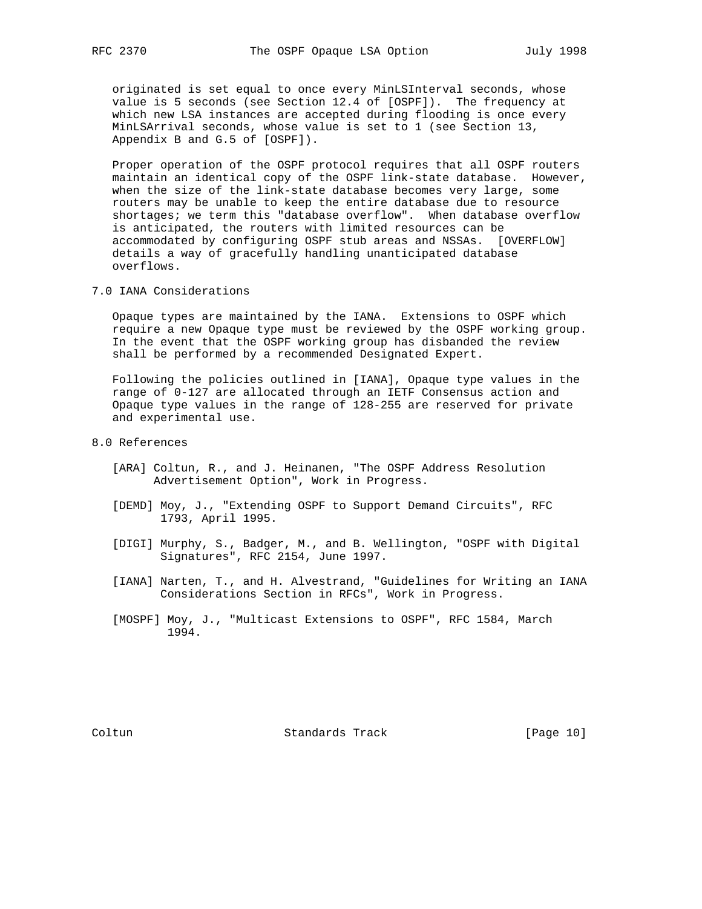originated is set equal to once every MinLSInterval seconds, whose value is 5 seconds (see Section 12.4 of [OSPF]). The frequency at which new LSA instances are accepted during flooding is once every MinLSArrival seconds, whose value is set to 1 (see Section 13, Appendix B and G.5 of [OSPF]).

Proper operation of the OSPF protocol requires that all OSPF routers maintain an identical copy of the OSPF link-state database. However, when the size of the link-state database becomes very large, some routers may be unable to keep the entire database due to resource shortages; we term this "database overflow". When database overflow is anticipated, the routers with limited resources can be accommodated by configuring OSPF stub areas and NSSAs. [OVERFLOW] details a way of gracefully handling unanticipated database overflows.

## 7.0 IANA Considerations

Opaque types are maintained by the IANA. Extensions to OSPF which require a new Opaque type must be reviewed by the OSPF working group. In the event that the OSPF working group has disbanded the review shall be performed by a recommended Designated Expert.

Following the policies outlined in [IANA], Opaque type values in the range of 0-127 are allocated through an IETF Consensus action and Opaque type values in the range of 128-255 are reserved for private and experimental use.

## 8.0 References

[ARA] Coltun, R., and J. Heinanen, "The OSPF Address Resolution Advertisement Option", Work in Progress.

[DEMD] Moy, J., "Extending OSPF to Support Demand Circuits", RFC 1793, April 1995.

[DIGI] Murphy, S., Badger, M., and B. Wellington, "OSPF with Digital Signatures", RFC 2154, June 1997.

[IANA] Narten, T., and H. Alvestrand, "Guidelines for Writing an IANA Considerations Section in RFCs", Work in Progress.

[MOSPF] Moy, J., "Multicast Extensions to OSPF", RFC 1584, March 1994.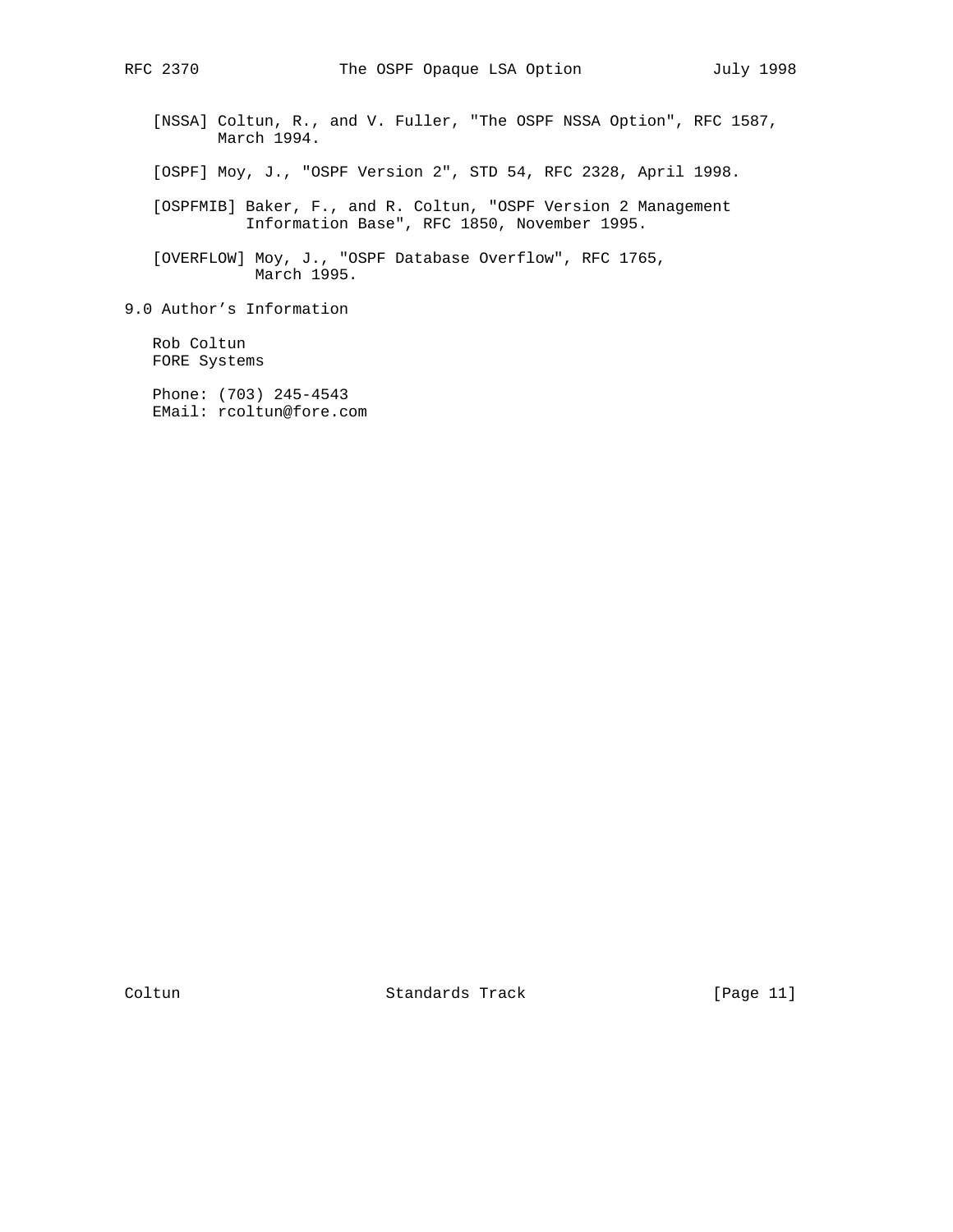[NSSA] Coltun, R., and V. Fuller, "The OSPF NSSA Option", RFC 1587, March 1994.

[OSPF] Moy, J., "OSPF Version 2", STD 54, RFC 2328, April 1998.

[OSPFMIB] Baker, F., and R. Coltun, "OSPF Version 2 Management Information Base", RFC 1850, November 1995.

[OVERFLOW] Moy, J., "OSPF Database Overflow", RFC 1765, March 1995.

## 9.0 Author's Information

Rob Coltun
FORE Systems

Phone: (703) 245-4543
EMail: rcoltun@fore.com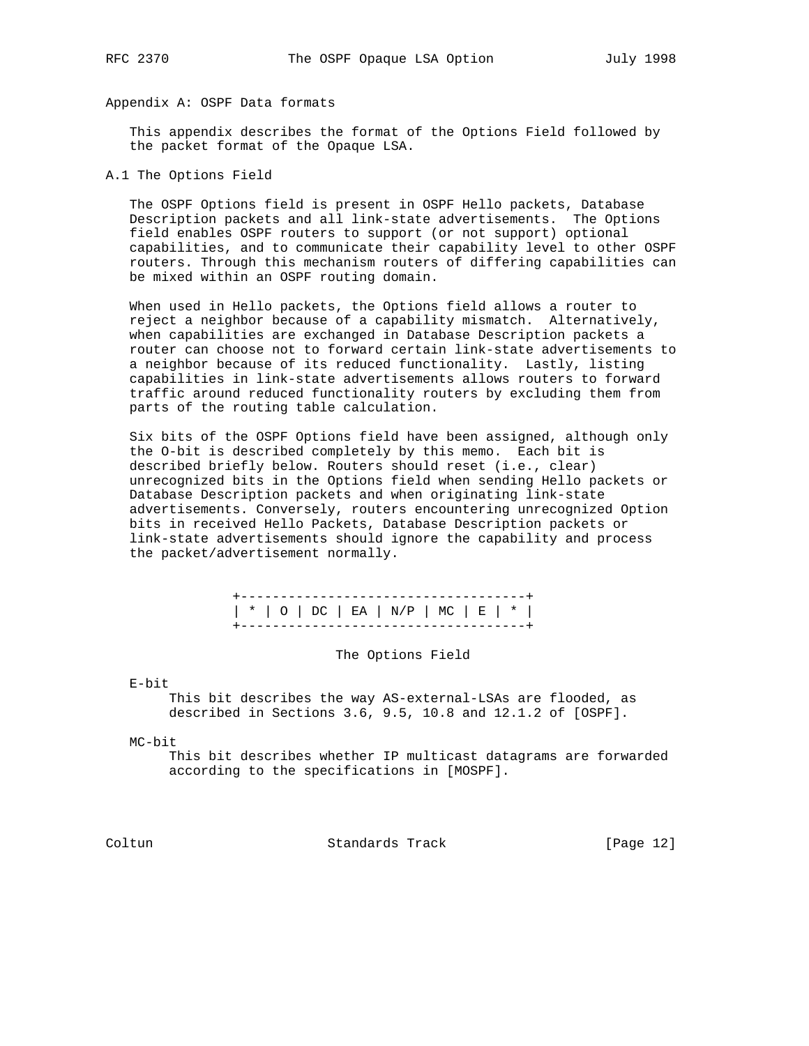## Appendix A: OSPF Data formats

This appendix describes the format of the Options Field followed by the packet format of the Opaque LSA.

### A.1 The Options Field

The OSPF Options field is present in OSPF Hello packets, Database Description packets and all link-state advertisements. The Options field enables OSPF routers to support (or not support) optional capabilities, and to communicate their capability level to other OSPF routers. Through this mechanism routers of differing capabilities can be mixed within an OSPF routing domain.

When used in Hello packets, the Options field allows a router to reject a neighbor because of a capability mismatch. Alternatively, when capabilities are exchanged in Database Description packets a router can choose not to forward certain link-state advertisements to a neighbor because of its reduced functionality. Lastly, listing capabilities in link-state advertisements allows routers to forward traffic around reduced functionality routers by excluding them from parts of the routing table calculation.

Six bits of the OSPF Options field have been assigned, although only the O-bit is described completely by this memo. Each bit is described briefly below. Routers should reset (i.e., clear) unrecognized bits in the Options field when sending Hello packets or Database Description packets and when originating link-state advertisements. Conversely, routers encountering unrecognized Option bits in received Hello Packets, Database Description packets or link-state advertisements should ignore the capability and process the packet/advertisement normally.

```
+------------------------------------+
| * | O | DC | EA | N/P | MC | E | * |
+------------------------------------+
```

The Options Field

E-bit
: This bit describes the way AS-external-LSAs are flooded, as described in Sections 3.6, 9.5, 10.8 and 12.1.2 of [OSPF].

MC-bit
: This bit describes whether IP multicast datagrams are forwarded according to the specifications in [MOSPF].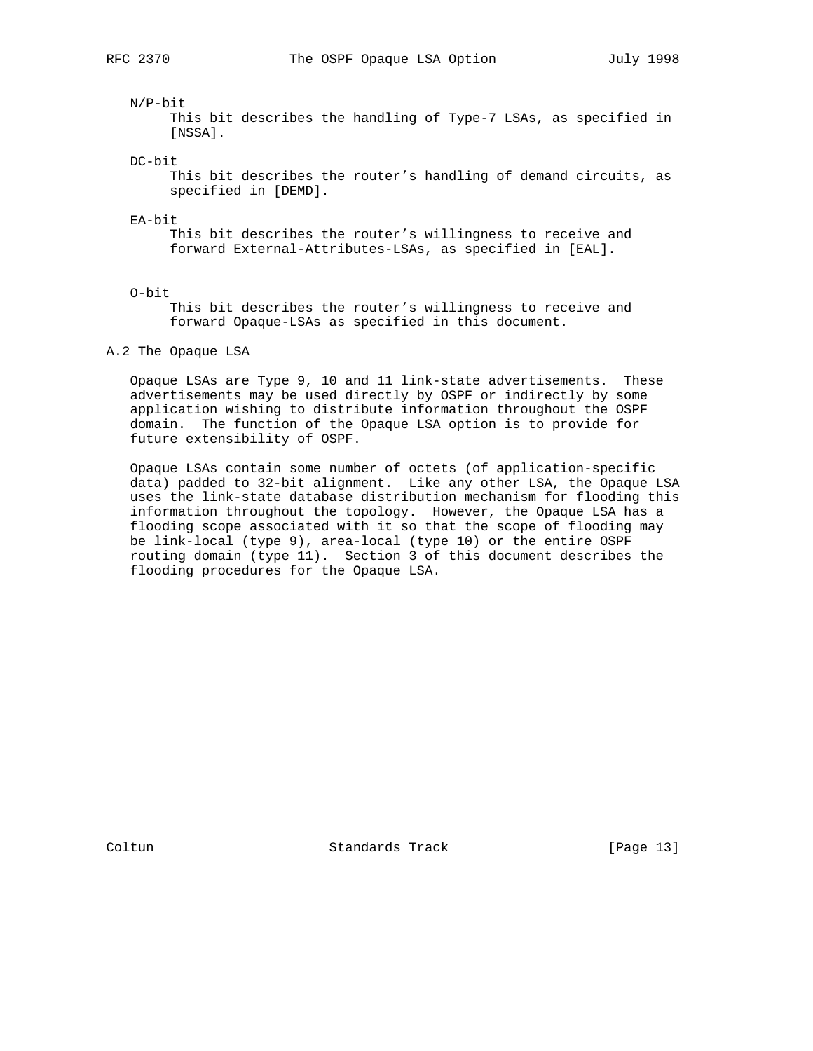N/P-bit

This bit describes the handling of Type-7 LSAs, as specified in [NSSA].

DC-bit

This bit describes the router's handling of demand circuits, as specified in [DEMD].

EA-bit

This bit describes the router's willingness to receive and forward External-Attributes-LSAs, as specified in [EAL].

O-bit

This bit describes the router's willingness to receive and forward Opaque-LSAs as specified in this document.

## A.2 The Opaque LSA

Opaque LSAs are Type 9, 10 and 11 link-state advertisements. These advertisements may be used directly by OSPF or indirectly by some application wishing to distribute information throughout the OSPF domain. The function of the Opaque LSA option is to provide for future extensibility of OSPF.

Opaque LSAs contain some number of octets (of application-specific data) padded to 32-bit alignment. Like any other LSA, the Opaque LSA uses the link-state database distribution mechanism for flooding this information throughout the topology. However, the Opaque LSA has a flooding scope associated with it so that the scope of flooding may be link-local (type 9), area-local (type 10) or the entire OSPF routing domain (type 11). Section 3 of this document describes the flooding procedures for the Opaque LSA.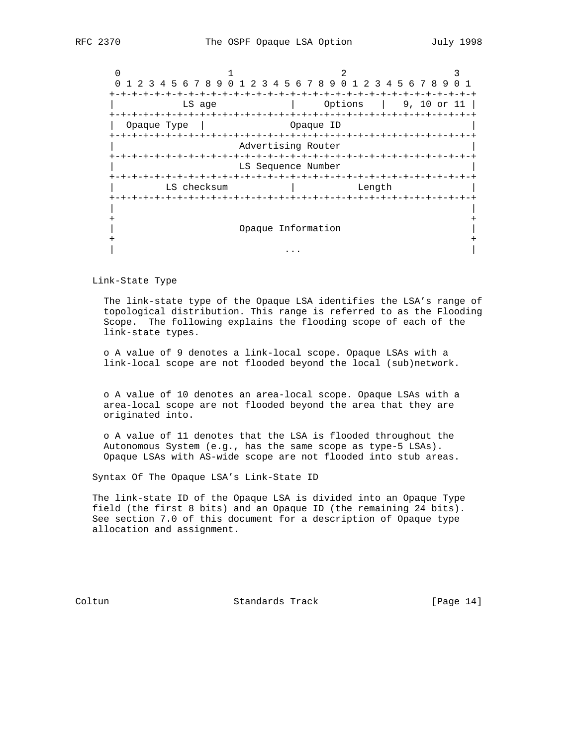```
        0                   1                   2                   3
        0 1 2 3 4 5 6 7 8 9 0 1 2 3 4 5 6 7 8 9 0 1 2 3 4 5 6 7 8 9 0 1
       +-+-+-+-+-+-+-+-+-+-+-+-+-+-+-+-+-+-+-+-+-+-+-+-+-+-+-+-+-+-+-+-+
       |            LS age             |     Options   |   9, 10 or 11 |
       +-+-+-+-+-+-+-+-+-+-+-+-+-+-+-+-+-+-+-+-+-+-+-+-+-+-+-+-+-+-+-+-+
       |  Opaque Type  |               Opaque ID                       |
       +-+-+-+-+-+-+-+-+-+-+-+-+-+-+-+-+-+-+-+-+-+-+-+-+-+-+-+-+-+-+-+-+
       |                      Advertising Router                       |
       +-+-+-+-+-+-+-+-+-+-+-+-+-+-+-+-+-+-+-+-+-+-+-+-+-+-+-+-+-+-+-+-+
       |                      LS Sequence Number                       |
       +-+-+-+-+-+-+-+-+-+-+-+-+-+-+-+-+-+-+-+-+-+-+-+-+-+-+-+-+-+-+-+-+
       |         LS checksum           |           Length              |
       +-+-+-+-+-+-+-+-+-+-+-+-+-+-+-+-+-+-+-+-+-+-+-+-+-+-+-+-+-+-+-+-+
       |                                                               |
       +                                                               +
       |                      Opaque Information                       |
       +                                                               +
       |                              ...                              |
```

Link-State Type

The link-state type of the Opaque LSA identifies the LSA's range of topological distribution. This range is referred to as the Flooding Scope. The following explains the flooding scope of each of the link-state types.

o A value of 9 denotes a link-local scope. Opaque LSAs with a link-local scope are not flooded beyond the local (sub)network.

o A value of 10 denotes an area-local scope. Opaque LSAs with a area-local scope are not flooded beyond the area that they are originated into.

o A value of 11 denotes that the LSA is flooded throughout the Autonomous System (e.g., has the same scope as type-5 LSAs). Opaque LSAs with AS-wide scope are not flooded into stub areas.

Syntax Of The Opaque LSA's Link-State ID

The link-state ID of the Opaque LSA is divided into an Opaque Type field (the first 8 bits) and an Opaque ID (the remaining 24 bits). See section 7.0 of this document for a description of Opaque type allocation and assignment.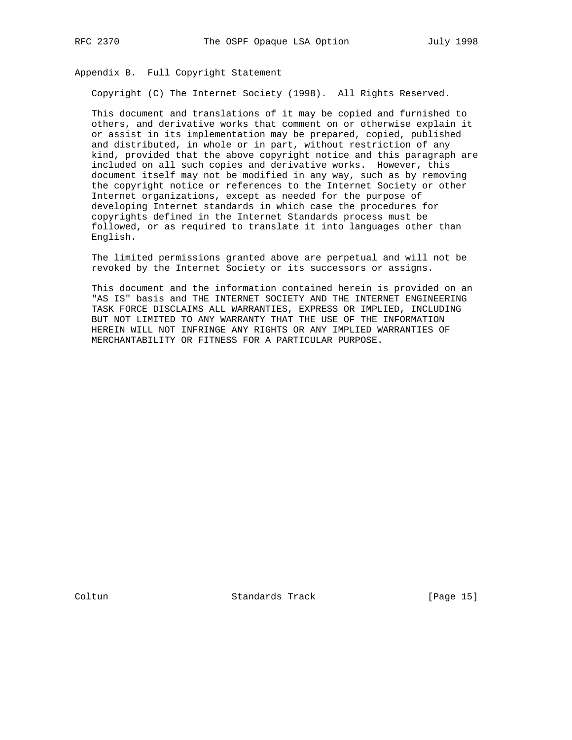## Appendix B. Full Copyright Statement

Copyright (C) The Internet Society (1998). All Rights Reserved.

This document and translations of it may be copied and furnished to others, and derivative works that comment on or otherwise explain it or assist in its implementation may be prepared, copied, published and distributed, in whole or in part, without restriction of any kind, provided that the above copyright notice and this paragraph are included on all such copies and derivative works. However, this document itself may not be modified in any way, such as by removing the copyright notice or references to the Internet Society or other Internet organizations, except as needed for the purpose of developing Internet standards in which case the procedures for copyrights defined in the Internet Standards process must be followed, or as required to translate it into languages other than English.

The limited permissions granted above are perpetual and will not be revoked by the Internet Society or its successors or assigns.

This document and the information contained herein is provided on an "AS IS" basis and THE INTERNET SOCIETY AND THE INTERNET ENGINEERING TASK FORCE DISCLAIMS ALL WARRANTIES, EXPRESS OR IMPLIED, INCLUDING BUT NOT LIMITED TO ANY WARRANTY THAT THE USE OF THE INFORMATION HEREIN WILL NOT INFRINGE ANY RIGHTS OR ANY IMPLIED WARRANTIES OF MERCHANTABILITY OR FITNESS FOR A PARTICULAR PURPOSE.